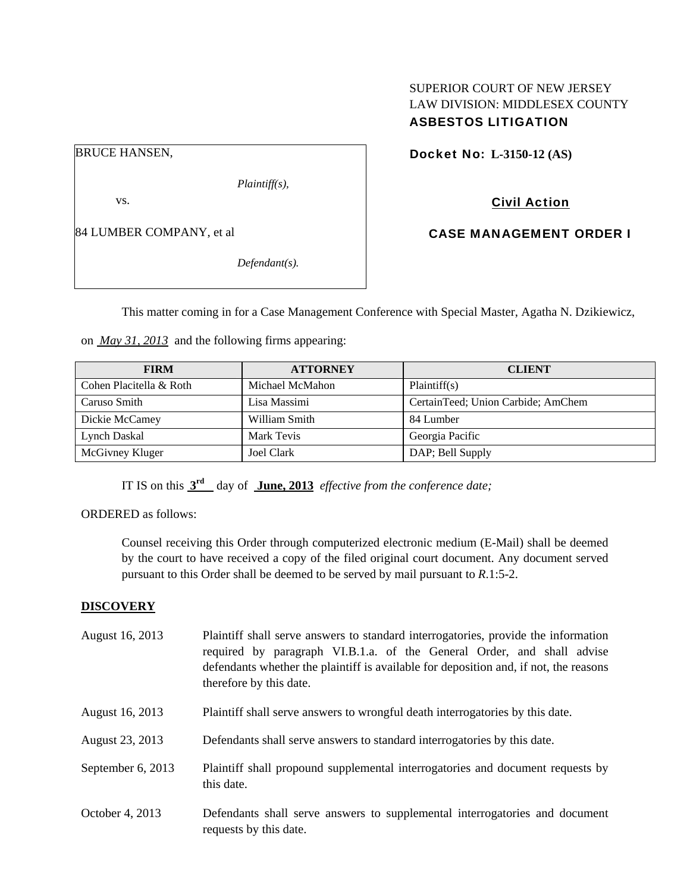SUPERIOR COURT OF NEW JERSEY
LAW DIVISION: MIDDLESEX COUNTY
**ASBESTOS LITIGATION**

BRUCE HANSEN,

*Plaintiff(s),*

vs.

84 LUMBER COMPANY, et al

*Defendant(s).*

**Docket No: L-3150-12 (AS)**

**Civil Action**

**CASE MANAGEMENT ORDER I**

This matter coming in for a Case Management Conference with Special Master, Agatha N. Dzikiewicz, on *May 31, 2013* and the following firms appearing:

| FIRM | ATTORNEY | CLIENT |
|---|---|---|
| Cohen Placitella & Roth | Michael McMahon | Plaintiff(s) |
| Caruso Smith | Lisa Massimi | CertainTeed; Union Carbide; AmChem |
| Dickie McCamey | William Smith | 84 Lumber |
| Lynch Daskal | Mark Tevis | Georgia Pacific |
| McGivney Kluger | Joel Clark | DAP; Bell Supply |

IT IS on this **3rd** day of **June, 2013** *effective from the conference date;*

ORDERED as follows:

Counsel receiving this Order through computerized electronic medium (E-Mail) shall be deemed by the court to have received a copy of the filed original court document. Any document served pursuant to this Order shall be deemed to be served by mail pursuant to *R*.1:5-2.

**DISCOVERY**

| | |
|---|---|
| August 16, 2013 | Plaintiff shall serve answers to standard interrogatories, provide the information required by paragraph VI.B.1.a. of the General Order, and shall advise defendants whether the plaintiff is available for deposition and, if not, the reasons therefore by this date. |
| August 16, 2013 | Plaintiff shall serve answers to wrongful death interrogatories by this date. |
| August 23, 2013 | Defendants shall serve answers to standard interrogatories by this date. |
| September 6, 2013 | Plaintiff shall propound supplemental interrogatories and document requests by this date. |
| October 4, 2013 | Defendants shall serve answers to supplemental interrogatories and document requests by this date. |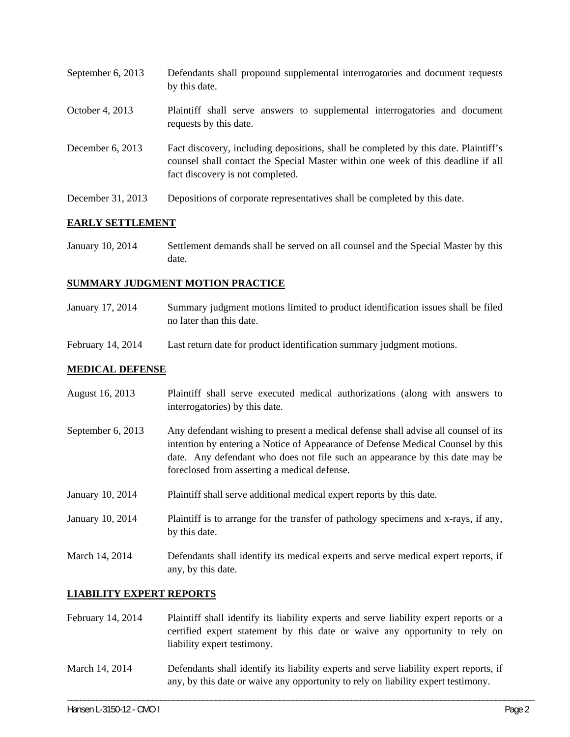| | |
|---|---|
| September 6, 2013 | Defendants shall propound supplemental interrogatories and document requests by this date. |
| October 4, 2013 | Plaintiff shall serve answers to supplemental interrogatories and document requests by this date. |
| December 6, 2013 | Fact discovery, including depositions, shall be completed by this date. Plaintiff's counsel shall contact the Special Master within one week of this deadline if all fact discovery is not completed. |
| December 31, 2013 | Depositions of corporate representatives shall be completed by this date. |

**EARLY SETTLEMENT**

| | |
|---|---|
| January 10, 2014 | Settlement demands shall be served on all counsel and the Special Master by this date. |

**SUMMARY JUDGMENT MOTION PRACTICE**

| | |
|---|---|
| January 17, 2014 | Summary judgment motions limited to product identification issues shall be filed no later than this date. |
| February 14, 2014 | Last return date for product identification summary judgment motions. |

**MEDICAL DEFENSE**

| | |
|---|---|
| August 16, 2013 | Plaintiff shall serve executed medical authorizations (along with answers to interrogatories) by this date. |
| September 6, 2013 | Any defendant wishing to present a medical defense shall advise all counsel of its intention by entering a Notice of Appearance of Defense Medical Counsel by this date. Any defendant who does not file such an appearance by this date may be foreclosed from asserting a medical defense. |
| January 10, 2014 | Plaintiff shall serve additional medical expert reports by this date. |
| January 10, 2014 | Plaintiff is to arrange for the transfer of pathology specimens and x-rays, if any, by this date. |
| March 14, 2014 | Defendants shall identify its medical experts and serve medical expert reports, if any, by this date. |

**LIABILITY EXPERT REPORTS**

| | |
|---|---|
| February 14, 2014 | Plaintiff shall identify its liability experts and serve liability expert reports or a certified expert statement by this date or waive any opportunity to rely on liability expert testimony. |
| March 14, 2014 | Defendants shall identify its liability experts and serve liability expert reports, if any, by this date or waive any opportunity to rely on liability expert testimony. |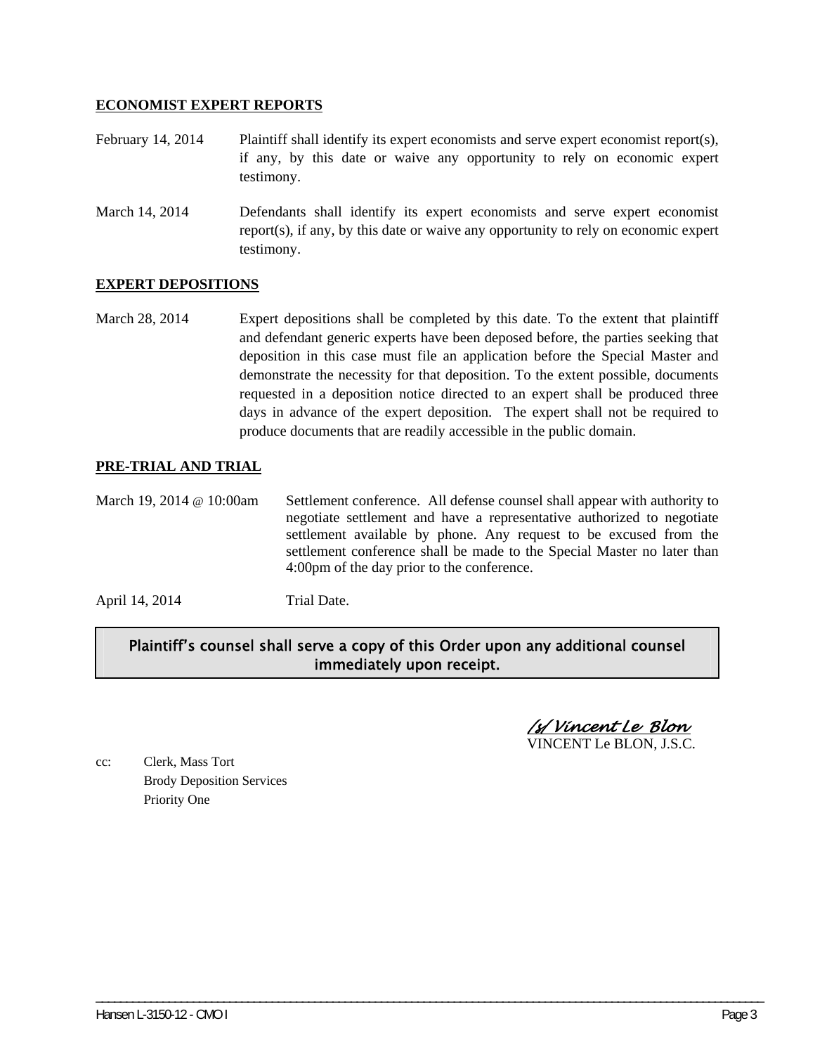**ECONOMIST EXPERT REPORTS**

February 14, 2014 Plaintiff shall identify its expert economists and serve expert economist report(s), if any, by this date or waive any opportunity to rely on economic expert testimony.

March 14, 2014 Defendants shall identify its expert economists and serve expert economist report(s), if any, by this date or waive any opportunity to rely on economic expert testimony.

**EXPERT DEPOSITIONS**

March 28, 2014 Expert depositions shall be completed by this date. To the extent that plaintiff and defendant generic experts have been deposed before, the parties seeking that deposition in this case must file an application before the Special Master and demonstrate the necessity for that deposition. To the extent possible, documents requested in a deposition notice directed to an expert shall be produced three days in advance of the expert deposition. The expert shall not be required to produce documents that are readily accessible in the public domain.

**PRE-TRIAL AND TRIAL**

March 19, 2014 @ 10:00am Settlement conference. All defense counsel shall appear with authority to negotiate settlement and have a representative authorized to negotiate settlement available by phone. Any request to be excused from the settlement conference shall be made to the Special Master no later than 4:00pm of the day prior to the conference.

April 14, 2014 Trial Date.

**Plaintiff's counsel shall serve a copy of this Order upon any additional counsel immediately upon receipt.**

/s/ Vincent Le Blon
VINCENT Le BLON, J.S.C.

cc: Clerk, Mass Tort
Brody Deposition Services
Priority One